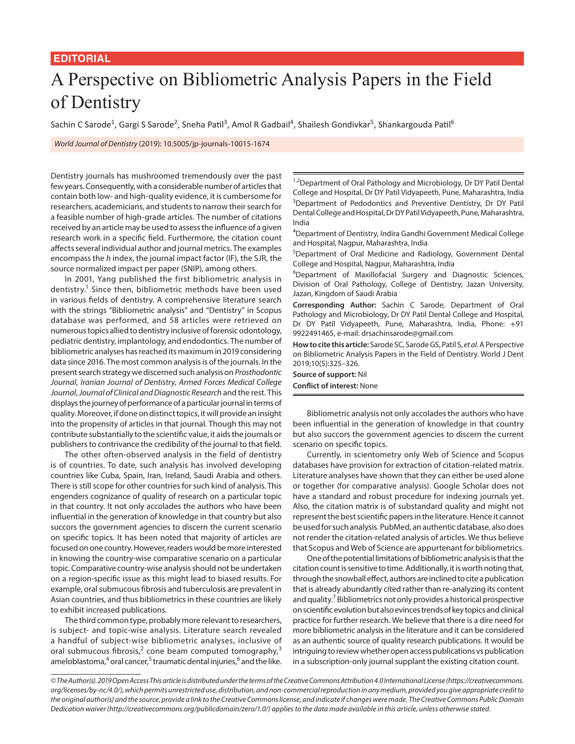EDITORIAL

# A Perspective on Bibliometric Analysis Papers in the Field of Dentistry

Sachin C Sarode[1], Gargi S Sarode[2], Sneha Patil[3], Amol R Gadbail[4], Shailesh Gondivkar[5], Shankargouda Patil[6]

*World Journal of Dentistry* (2019): 10.5005/jp-journals-10015-1674

Dentistry journals has mushroomed tremendously over the past few years. Consequently, with a considerable number of articles that contain both low- and high-quality evidence, it is cumbersome for researchers, academicians, and students to narrow their search for a feasible number of high-grade articles. The number of citations received by an article may be used to assess the influence of a given research work in a specific field. Furthermore, the citation count affects several individual author and journal metrics. The examples encompass the *h* index, the journal impact factor (IF), the SJR, the source normalized impact per paper (SNIP), among others.

In 2001, Yang published the first bibliometric analysis in dentistry.[1] Since then, bibliometric methods have been used in various fields of dentistry. A comprehensive literature search with the strings "Bibliometric analysis" and "Dentistry" in Scopus database was performed, and 58 articles were retrieved on numerous topics allied to dentistry inclusive of forensic odontology, pediatric dentistry, implantology, and endodontics. The number of bibliometric analyses has reached its maximum in 2019 considering data since 2016. The most common analysis is of the journals. In the present search strategy we discerned such analysis on *Prosthodontic Journal*, *Iranian Journal of Dentistry*, *Armed Forces Medical College Journal*, *Journal of Clinical and Diagnostic Research* and the rest. This displays the journey of performance of a particular journal in terms of quality. Moreover, if done on distinct topics, it will provide an insight into the propensity of articles in that journal. Though this may not contribute substantially to the scientific value, it aids the journals or publishers to contrivance the credibility of the journal to that field.

The other often-observed analysis in the field of dentistry is of countries. To date, such analysis has involved developing countries like Cuba, Spain, Iran, Ireland, Saudi Arabia and others. There is still scope for other countries for such kind of analysis. This engenders cognizance of quality of research on a particular topic in that country. It not only accolades the authors who have been influential in the generation of knowledge in that country but also succors the government agencies to discern the current scenario on specific topics. It has been noted that majority of articles are focused on one country. However, readers would be more interested in knowing the country-wise comparative scenario on a particular topic. Comparative country-wise analysis should not be undertaken on a region-specific issue as this might lead to biased results. For example, oral submucous fibrosis and tuberculosis are prevalent in Asian countries, and thus bibliometrics in these countries are likely to exhibit increased publications.

The third common type, probably more relevant to researchers, is subject- and topic-wise analysis. Literature search revealed a handful of subject-wise bibliometric analyses, inclusive of oral submucous fibrosis,[2] cone beam computed tomography,[3] ameloblastoma,[4] oral cancer,[5] traumatic dental injuries,[6] and the like.

[1,2]Department of Oral Pathology and Microbiology, Dr DY Patil Dental College and Hospital, Dr DY Patil Vidyapeeth, Pune, Maharashtra, India

[3]Department of Pedodontics and Preventive Dentistry, Dr DY Patil Dental College and Hospital, Dr DY Patil Vidyapeeth, Pune, Maharashtra, India

[4]Department of Dentistry, Indira Gandhi Government Medical College and Hospital, Nagpur, Maharashtra, India

[5]Department of Oral Medicine and Radiology, Government Dental College and Hospital, Nagpur, Maharashtra, India

[6]Department of Maxillofacial Surgery and Diagnostic Sciences, Division of Oral Pathology, College of Dentistry, Jazan University, Jazan, Kingdom of Saudi Arabia

**Corresponding Author:** Sachin C Sarode, Department of Oral Pathology and Microbiology, Dr DY Patil Dental College and Hospital, Dr DY Patil Vidyapeeth, Pune, Maharashtra, India, Phone: +91 9922491465, e-mail: drsachinsarode@gmail.com

**How to cite this article:** Sarode SC, Sarode GS, Patil S, *et al.* A Perspective on Bibliometric Analysis Papers in the Field of Dentistry. World J Dent 2019;10(5):325–326.

**Source of support:** Nil

**Conflict of interest:** None

Bibliometric analysis not only accolades the authors who have been influential in the generation of knowledge in that country but also succors the government agencies to discern the current scenario on specific topics.

Currently, in scientometry only Web of Science and Scopus databases have provision for extraction of citation-related matrix. Literature analyses have shown that they can either be used alone or together (for comparative analysis). Google Scholar does not have a standard and robust procedure for indexing journals yet. Also, the citation matrix is of substandard quality and might not represent the best scientific papers in the literature. Hence it cannot be used for such analysis. PubMed, an authentic database, also does not render the citation-related analysis of articles. We thus believe that Scopus and Web of Science are appurtenant for bibliometrics.

One of the potential limitations of bibliometric analysis is that the citation count is sensitive to time. Additionally, it is worth noting that, through the snowball effect, authors are inclined to cite a publication that is already abundantly cited rather than re-analyzing its content and quality.[7] Bibliometrics not only provides a historical prospective on scientific evolution but also evinces trends of key topics and clinical practice for further research. We believe that there is a dire need for more bibliometric analysis in the literature and it can be considered as an authentic source of quality research publications. It would be intriguing to review whether open access publications vs publication in a subscription-only journal supplant the existing citation count.

*© The Author(s). 2019 Open Access This article is distributed under the terms of the Creative Commons Attribution 4.0 International License (https://creativecommons.org/licenses/by-nc/4.0/), which permits unrestricted use, distribution, and non-commercial reproduction in any medium, provided you give appropriate credit to the original author(s) and the source, provide a link to the Creative Commons license, and indicate if changes were made. The Creative Commons Public Domain Dedication waiver (http://creativecommons.org/publicdomain/zero/1.0/) applies to the data made available in this article, unless otherwise stated.*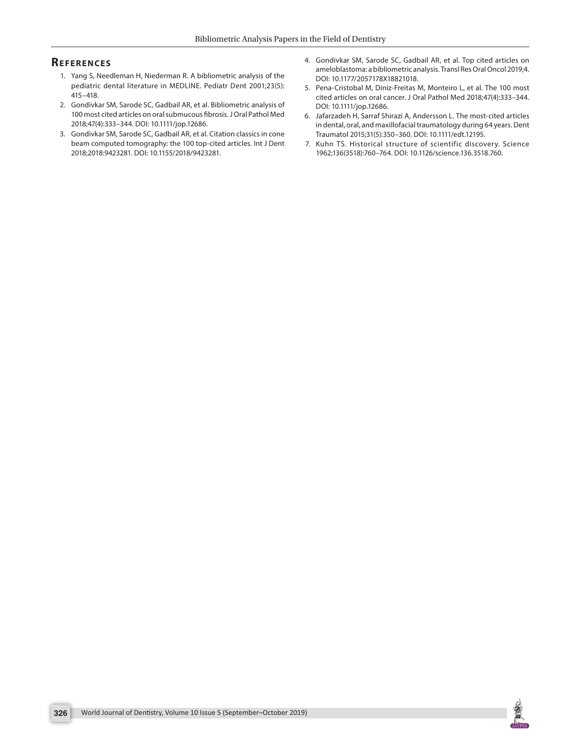## References

1. Yang S, Needleman H, Niederman R. A bibliometric analysis of the pediatric dental literature in MEDLINE. Pediatr Dent 2001;23(5): 415–418.
2. Gondivkar SM, Sarode SC, Gadbail AR, et al. Bibliometric analysis of 100 most cited articles on oral submucous fibrosis. J Oral Pathol Med 2018;47(4):333–344. DOI: 10.1111/jop.12686.
3. Gondivkar SM, Sarode SC, Gadbail AR, et al. Citation classics in cone beam computed tomography: the 100 top-cited articles. Int J Dent 2018;2018:9423281. DOI: 10.1155/2018/9423281.
4. Gondivkar SM, Sarode SC, Gadbail AR, et al. Top cited articles on ameloblastoma: a bibliometric analysis. Transl Res Oral Oncol 2019;4. DOI: 10.1177/2057178X18821018.
5. Pena-Cristobal M, Diniz-Freitas M, Monteiro L, et al. The 100 most cited articles on oral cancer. J Oral Pathol Med 2018;47(4):333–344. DOI: 10.1111/jop.12686.
6. Jafarzadeh H, Sarraf Shirazi A, Andersson L. The most-cited articles in dental, oral, and maxillofacial traumatology during 64 years. Dent Traumatol 2015;31(5):350–360. DOI: 10.1111/edt.12195.
7. Kuhn TS. Historical structure of scientific discovery. Science 1962;136(3518):760–764. DOI: 10.1126/science.136.3518.760.